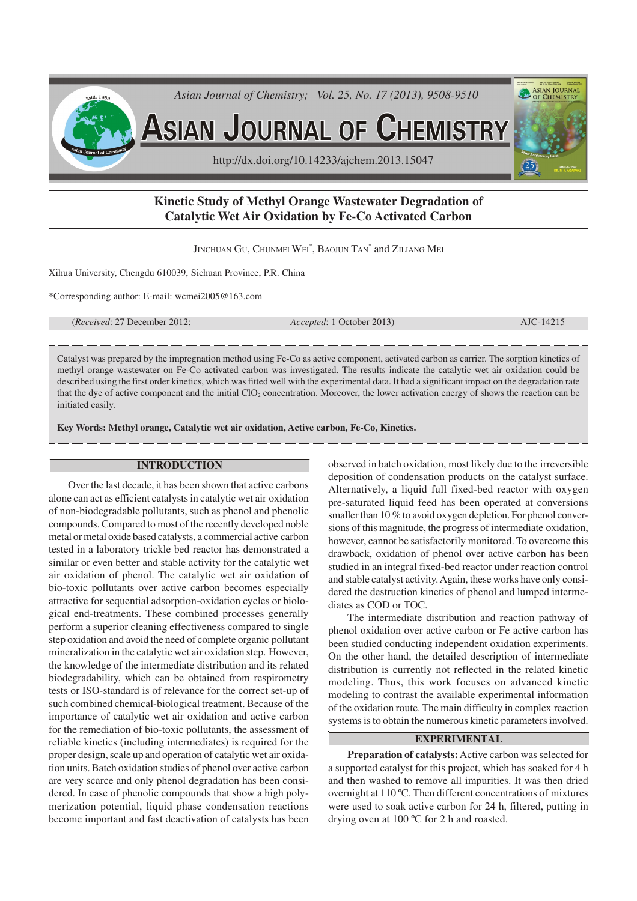# Kinetic Study of Methyl Orange Wastewater Degradation of Catalytic Wet Air Oxidation by Fe-Co Activated Carbon

Jinchuan Gu, Chunmei Wei*, Baojun Tan* and Ziliang Mei

Xihua University, Chengdu 610039, Sichuan Province, P.R. China

*Corresponding author: E-mail: wcmei2005@163.com

(*Received*: 27 December 2012; *Accepted*: 1 October 2013) AJC-14215

Catalyst was prepared by the impregnation method using Fe-Co as active component, activated carbon as carrier. The sorption kinetics of methyl orange wastewater on Fe-Co activated carbon was investigated. The results indicate the catalytic wet air oxidation could be described using the first order kinetics, which was fitted well with the experimental data. It had a significant impact on the degradation rate that the dye of active component and the initial $ClO_2$ concentration. Moreover, the lower activation energy of shows the reaction can be initiated easily.

**Key Words: Methyl orange, Catalytic wet air oxidation, Active carbon, Fe-Co, Kinetics.**

## INTRODUCTION

Over the last decade, it has been shown that active carbons alone can act as efficient catalysts in catalytic wet air oxidation of non-biodegradable pollutants, such as phenol and phenolic compounds. Compared to most of the recently developed noble metal or metal oxide based catalysts, a commercial active carbon tested in a laboratory trickle bed reactor has demonstrated a similar or even better and stable activity for the catalytic wet air oxidation of phenol. The catalytic wet air oxidation of bio-toxic pollutants over active carbon becomes especially attractive for sequential adsorption-oxidation cycles or biological end-treatments. These combined processes generally perform a superior cleaning effectiveness compared to single step oxidation and avoid the need of complete organic pollutant mineralization in the catalytic wet air oxidation step. However, the knowledge of the intermediate distribution and its related biodegradability, which can be obtained from respirometry tests or ISO-standard is of relevance for the correct set-up of such combined chemical-biological treatment. Because of the importance of catalytic wet air oxidation and active carbon for the remediation of bio-toxic pollutants, the assessment of reliable kinetics (including intermediates) is required for the proper design, scale up and operation of catalytic wet air oxidation units. Batch oxidation studies of phenol over active carbon are very scarce and only phenol degradation has been considered. In case of phenolic compounds that show a high polymerization potential, liquid phase condensation reactions become important and fast deactivation of catalysts has been observed in batch oxidation, most likely due to the irreversible deposition of condensation products on the catalyst surface. Alternatively, a liquid full fixed-bed reactor with oxygen pre-saturated liquid feed has been operated at conversions smaller than 10 % to avoid oxygen depletion. For phenol conversions of this magnitude, the progress of intermediate oxidation, however, cannot be satisfactorily monitored. To overcome this drawback, oxidation of phenol over active carbon has been studied in an integral fixed-bed reactor under reaction control and stable catalyst activity. Again, these works have only considered the destruction kinetics of phenol and lumped intermediates as COD or TOC.

The intermediate distribution and reaction pathway of phenol oxidation over active carbon or Fe active carbon has been studied conducting independent oxidation experiments. On the other hand, the detailed description of intermediate distribution is currently not reflected in the related kinetic modeling. Thus, this work focuses on advanced kinetic modeling to contrast the available experimental information of the oxidation route. The main difficulty in complex reaction systems is to obtain the numerous kinetic parameters involved.

## EXPERIMENTAL

**Preparation of catalysts:** Active carbon was selected for a supported catalyst for this project, which has soaked for 4 h and then washed to remove all impurities. It was then dried overnight at 110 ºC. Then different concentrations of mixtures were used to soak active carbon for 24 h, filtered, putting in drying oven at 100 ºC for 2 h and roasted.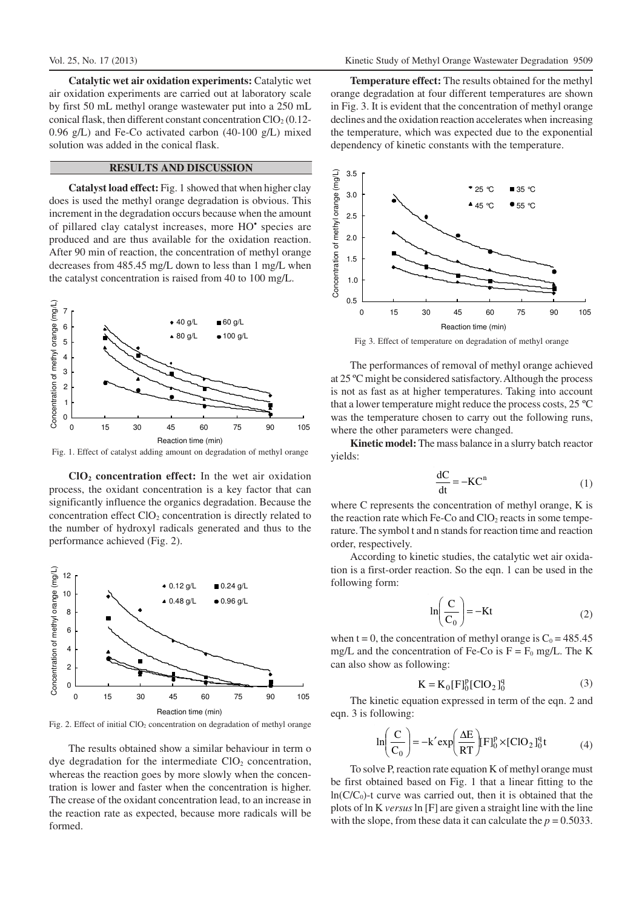**Catalytic wet air oxidation experiments:** Catalytic wet air oxidation experiments are carried out at laboratory scale by first 50 mL methyl orange wastewater put into a 250 mL conical flask, then different constant concentration $ClO_2$ (0.12-0.96 g/L) and Fe-Co activated carbon (40-100 g/L) mixed solution was added in the conical flask.

## RESULTS AND DISCUSSION

**Catalyst load effect:** Fig. 1 showed that when higher clay does is used the methyl orange degradation is obvious. This increment in the degradation occurs because when the amount of pillared clay catalyst increases, more $HO^{\bullet}$ species are produced and are thus available for the oxidation reaction. After 90 min of reaction, the concentration of methyl orange decreases from 485.45 mg/L down to less than 1 mg/L when the catalyst concentration is raised from 40 to 100 mg/L.

Fig. 1. Effect of catalyst adding amount on degradation of methyl orange

**$ClO_2$ concentration effect:** In the wet air oxidation process, the oxidant concentration is a key factor that can significantly influence the organics degradation. Because the concentration effect $ClO_2$ concentration is directly related to the number of hydroxyl radicals generated and thus to the performance achieved (Fig. 2).

Fig. 2. Effect of initial $ClO_2$ concentration on degradation of methyl orange

The results obtained show a similar behaviour in term o dye degradation for the intermediate $ClO_2$ concentration, whereas the reaction goes by more slowly when the concentration is lower and faster when the concentration is higher. The crease of the oxidant concentration lead, to an increase in the reaction rate as expected, because more radicals will be formed.

**Temperature effect:** The results obtained for the methyl orange degradation at four different temperatures are shown in Fig. 3. It is evident that the concentration of methyl orange declines and the oxidation reaction accelerates when increasing the temperature, which was expected due to the exponential dependency of kinetic constants with the temperature.

Fig 3. Effect of temperature on degradation of methyl orange

The performances of removal of methyl orange achieved at 25 ºC might be considered satisfactory. Although the process is not as fast as at higher temperatures. Taking into account that a lower temperature might reduce the process costs, 25 ºC was the temperature chosen to carry out the following runs, where the other parameters were changed.

**Kinetic model:** The mass balance in a slurry batch reactor yields:

$$\frac{dC}{dt} = -KC^{n} \tag{1}$$

where C represents the concentration of methyl orange, K is the reaction rate which Fe-Co and $ClO_2$ reacts in some temperature. The symbol t and n stands for reaction time and reaction order, respectively.

According to kinetic studies, the catalytic wet air oxidation is a first-order reaction. So the eqn. 1 can be used in the following form:

$$\ln\left(\frac{C}{C_0}\right) = -Kt \tag{2}$$

when t = 0, the concentration of methyl orange is $C_0$ = 485.45 mg/L and the concentration of Fe-Co is $F = F_0$ mg/L. The K can also show as following:

$$K = K_0[F]_0^p[ClO_2]_0^q \tag{3}$$

The kinetic equation expressed in term of the eqn. 2 and eqn. 3 is following:

$$\ln\left(\frac{C}{C_0}\right) = -k'\exp\left(\frac{\Delta E}{RT}\right)[F]_0^p \times [ClO_2]_0^q t \tag{4}$$

To solve P, reaction rate equation K of methyl orange must be first obtained based on Fig. 1 that a linear fitting to the $\ln(C/C_0)$-t curve was carried out, then it is obtained that the plots of ln K *versus* ln [F] are given a straight line with the line with the slope, from these data it can calculate the $p = 0.5033$.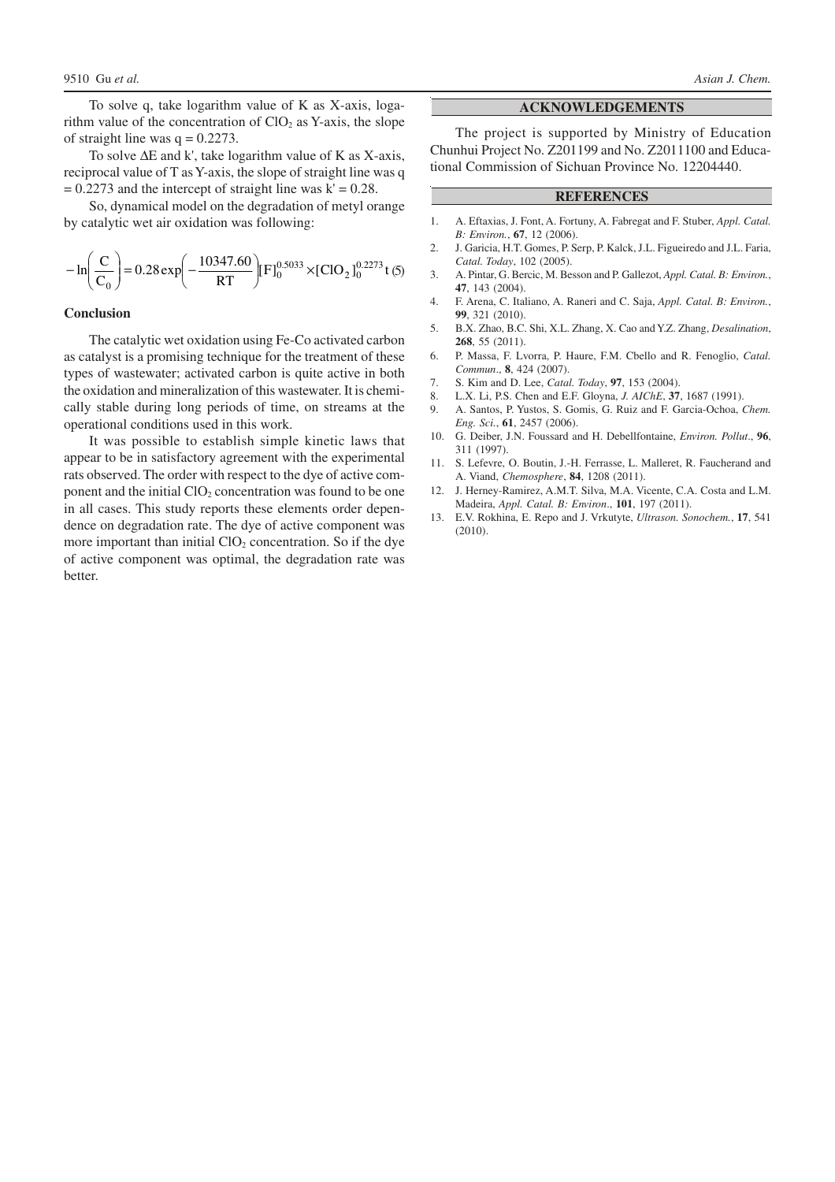To solve q, take logarithm value of K as X-axis, logarithm value of the concentration of $ClO_2$ as Y-axis, the slope of straight line was q = 0.2273.

To solve ΔE and k', take logarithm value of K as X-axis, reciprocal value of T as Y-axis, the slope of straight line was q = 0.2273 and the intercept of straight line was k' = 0.28.

So, dynamical model on the degradation of metyl orange by catalytic wet air oxidation was following:

$$-\ln\left(\frac{C}{C_0}\right) = 0.28\exp\left(-\frac{10347.60}{RT}\right)[F]_0^{0.5033} \times [ClO_2]_0^{0.2273}\,t \quad (5)$$

## Conclusion

The catalytic wet oxidation using Fe-Co activated carbon as catalyst is a promising technique for the treatment of these types of wastewater; activated carbon is quite active in both the oxidation and mineralization of this wastewater. It is chemically stable during long periods of time, on streams at the operational conditions used in this work.

It was possible to establish simple kinetic laws that appear to be in satisfactory agreement with the experimental rats observed. The order with respect to the dye of active component and the initial $ClO_2$ concentration was found to be one in all cases. This study reports these elements order dependence on degradation rate. The dye of active component was more important than initial $ClO_2$ concentration. So if the dye of active component was optimal, the degradation rate was better.

## ACKNOWLEDGEMENTS

The project is supported by Ministry of Education Chunhui Project No. Z201199 and No. Z2011100 and Educational Commission of Sichuan Province No. 12204440.

## REFERENCES

1. A. Eftaxias, J. Font, A. Fortuny, A. Fabregat and F. Stuber, *Appl. Catal. B: Environ.*, **67**, 12 (2006).
2. J. Garicia, H.T. Gomes, P. Serp, P. Kalck, J.L. Figueiredo and J.L. Faria, *Catal. Today*, 102 (2005).
3. A. Pintar, G. Bercic, M. Besson and P. Gallezot, *Appl. Catal. B: Environ.*, **47**, 143 (2004).
4. F. Arena, C. Italiano, A. Raneri and C. Saja, *Appl. Catal. B: Environ.*, **99**, 321 (2010).
5. B.X. Zhao, B.C. Shi, X.L. Zhang, X. Cao and Y.Z. Zhang, *Desalination*, **268**, 55 (2011).
6. P. Massa, F. Lvorra, P. Haure, F.M. Cbello and R. Fenoglio, *Catal. Commun.*, **8**, 424 (2007).
7. S. Kim and D. Lee, *Catal. Today*, **97**, 153 (2004).
8. L.X. Li, P.S. Chen and E.F. Gloyna, *J. AIChE*, **37**, 1687 (1991).
9. A. Santos, P. Yustos, S. Gomis, G. Ruiz and F. Garcia-Ochoa, *Chem. Eng. Sci.*, **61**, 2457 (2006).
10. G. Deiber, J.N. Foussard and H. Debellfontaine, *Environ. Pollut*., **96**, 311 (1997).
11. S. Lefevre, O. Boutin, J.-H. Ferrasse, L. Malleret, R. Faucherand and A. Viand, *Chemosphere*, **84**, 1208 (2011).
12. J. Herney-Ramirez, A.M.T. Silva, M.A. Vicente, C.A. Costa and L.M. Madeira, *Appl. Catal. B: Environ*., **101**, 197 (2011).
13. E.V. Rokhina, E. Repo and J. Vrkutyte, *Ultrason. Sonochem.*, **17**, 541 (2010).